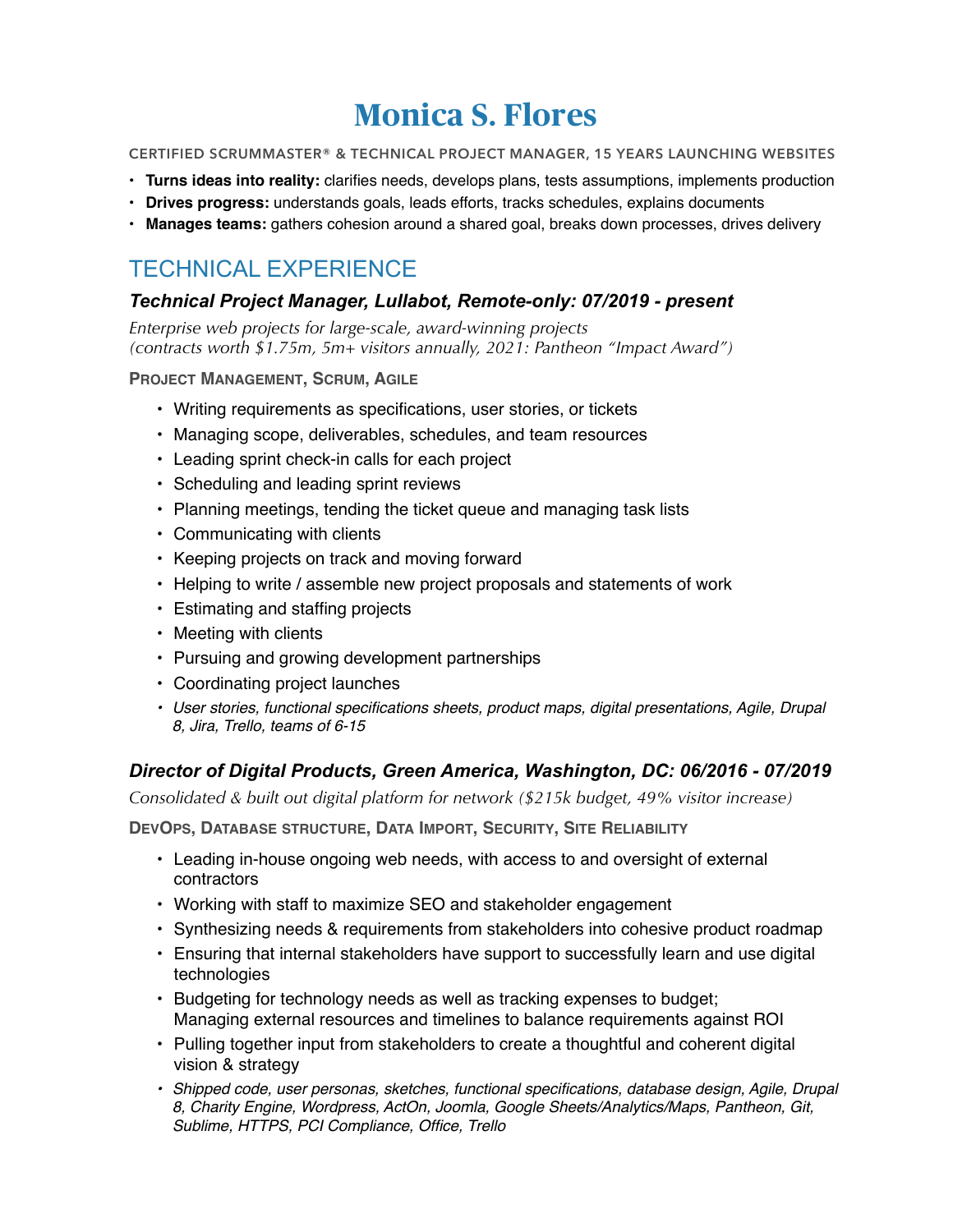# Monica S. Flores

CERTIFIED SCRUMMASTER® & TECHNICAL PROJECT MANAGER, 15 YEARS LAUNCHING WEBSITES

- **Turns ideas into reality:** clarifies needs, develops plans, tests assumptions, implements production
- **Drives progress:** understands goals, leads efforts, tracks schedules, explains documents
- **Manages teams:** gathers cohesion around a shared goal, breaks down processes, drives delivery

## TECHNICAL EXPERIENCE

### *Technical Project Manager, Lullabot, Remote-only: 07/2019 - present*

*Enterprise web projects for large-scale, award-winning projects*
*(contracts worth $1.75m, 5m+ visitors annually, 2021: Pantheon "Impact Award")*

**PROJECT MANAGEMENT, SCRUM, AGILE**

- Writing requirements as specifications, user stories, or tickets
- Managing scope, deliverables, schedules, and team resources
- Leading sprint check-in calls for each project
- Scheduling and leading sprint reviews
- Planning meetings, tending the ticket queue and managing task lists
- Communicating with clients
- Keeping projects on track and moving forward
- Helping to write / assemble new project proposals and statements of work
- Estimating and staffing projects
- Meeting with clients
- Pursuing and growing development partnerships
- Coordinating project launches
- *User stories, functional specifications sheets, product maps, digital presentations, Agile, Drupal 8, Jira, Trello, teams of 6-15*

### *Director of Digital Products, Green America, Washington, DC: 06/2016 - 07/2019*

*Consolidated & built out digital platform for network ($215k budget, 49% visitor increase)*

**DEVOPS, DATABASE STRUCTURE, DATA IMPORT, SECURITY, SITE RELIABILITY**

- Leading in-house ongoing web needs, with access to and oversight of external contractors
- Working with staff to maximize SEO and stakeholder engagement
- Synthesizing needs & requirements from stakeholders into cohesive product roadmap
- Ensuring that internal stakeholders have support to successfully learn and use digital technologies
- Budgeting for technology needs as well as tracking expenses to budget;
  Managing external resources and timelines to balance requirements against ROI
- Pulling together input from stakeholders to create a thoughtful and coherent digital vision & strategy
- *Shipped code, user personas, sketches, functional specifications, database design, Agile, Drupal 8, Charity Engine, Wordpress, ActOn, Joomla, Google Sheets/Analytics/Maps, Pantheon, Git, Sublime, HTTPS, PCI Compliance, Office, Trello*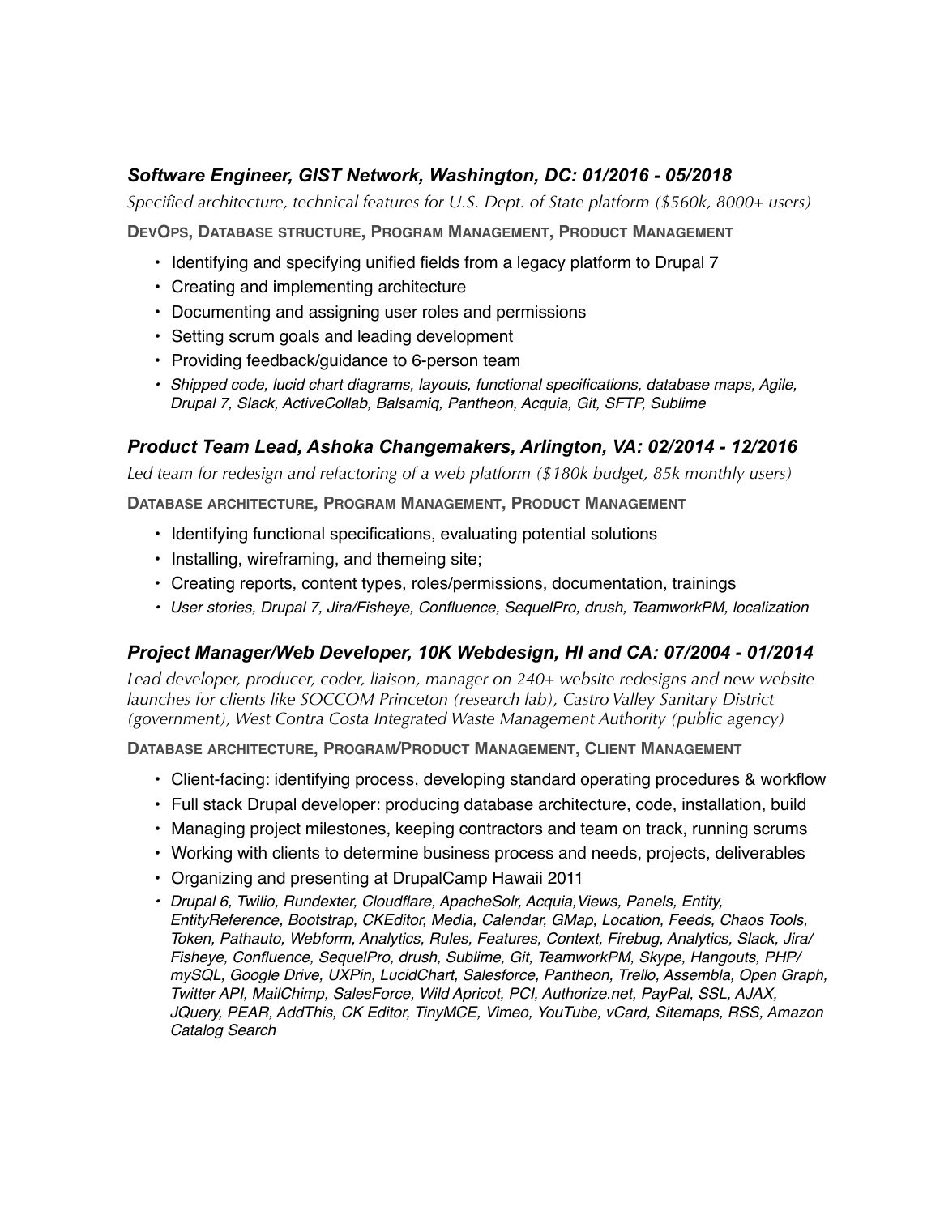### *Software Engineer, GIST Network, Washington, DC: 01/2016 - 05/2018*

*Specified architecture, technical features for U.S. Dept. of State platform ($560k, 8000+ users)*

**DevOps, Database structure, Program Management, Product Management**

- Identifying and specifying unified fields from a legacy platform to Drupal 7
- Creating and implementing architecture
- Documenting and assigning user roles and permissions
- Setting scrum goals and leading development
- Providing feedback/guidance to 6-person team
- *Shipped code, lucid chart diagrams, layouts, functional specifications, database maps, Agile, Drupal 7, Slack, ActiveCollab, Balsamiq, Pantheon, Acquia, Git, SFTP, Sublime*

### *Product Team Lead, Ashoka Changemakers, Arlington, VA: 02/2014 - 12/2016*

*Led team for redesign and refactoring of a web platform ($180k budget, 85k monthly users)*

**Database architecture, Program Management, Product Management**

- Identifying functional specifications, evaluating potential solutions
- Installing, wireframing, and themeing site;
- Creating reports, content types, roles/permissions, documentation, trainings
- *User stories, Drupal 7, Jira/Fisheye, Confluence, SequelPro, drush, TeamworkPM, localization*

### *Project Manager/Web Developer, 10K Webdesign, HI and CA: 07/2004 - 01/2014*

*Lead developer, producer, coder, liaison, manager on 240+ website redesigns and new website launches for clients like SOCCOM Princeton (research lab), Castro Valley Sanitary District (government), West Contra Costa Integrated Waste Management Authority (public agency)*

**Database architecture, Program/Product Management, Client Management**

- Client-facing: identifying process, developing standard operating procedures & workflow
- Full stack Drupal developer: producing database architecture, code, installation, build
- Managing project milestones, keeping contractors and team on track, running scrums
- Working with clients to determine business process and needs, projects, deliverables
- Organizing and presenting at DrupalCamp Hawaii 2011
- *Drupal 6, Twilio, Rundexter, Cloudflare, ApacheSolr, Acquia,Views, Panels, Entity, EntityReference, Bootstrap, CKEditor, Media, Calendar, GMap, Location, Feeds, Chaos Tools, Token, Pathauto, Webform, Analytics, Rules, Features, Context, Firebug, Analytics, Slack, Jira/Fisheye, Confluence, SequelPro, drush, Sublime, Git, TeamworkPM, Skype, Hangouts, PHP/mySQL, Google Drive, UXPin, LucidChart, Salesforce, Pantheon, Trello, Assembla, Open Graph, Twitter API, MailChimp, SalesForce, Wild Apricot, PCI, Authorize.net, PayPal, SSL, AJAX, JQuery, PEAR, AddThis, CK Editor, TinyMCE, Vimeo, YouTube, vCard, Sitemaps, RSS, Amazon Catalog Search*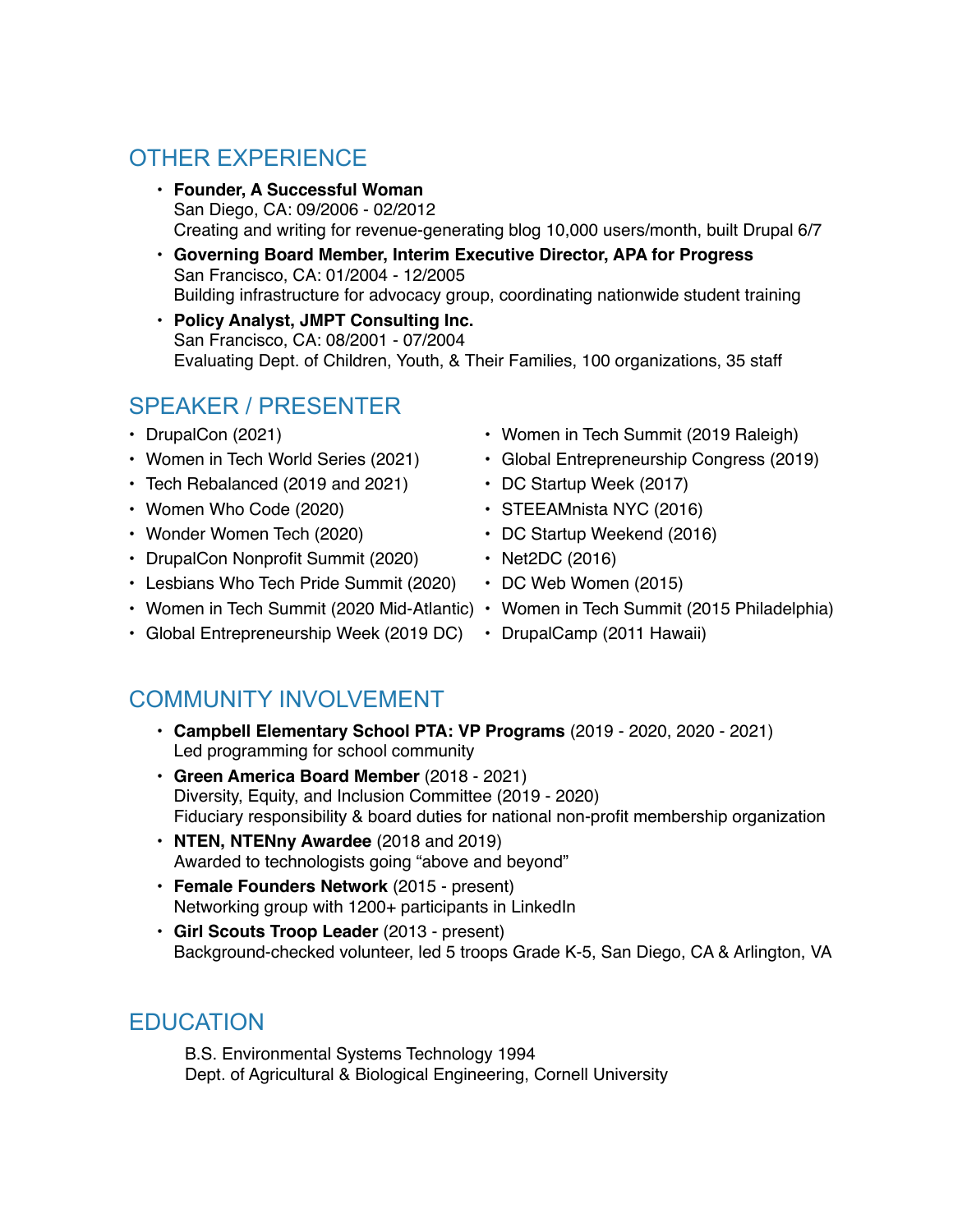## OTHER EXPERIENCE

- **Founder, A Successful Woman**
  San Diego, CA: 09/2006 - 02/2012
  Creating and writing for revenue-generating blog 10,000 users/month, built Drupal 6/7
- **Governing Board Member, Interim Executive Director, APA for Progress**
  San Francisco, CA: 01/2004 - 12/2005
  Building infrastructure for advocacy group, coordinating nationwide student training
- **Policy Analyst, JMPT Consulting Inc.**
  San Francisco, CA: 08/2001 - 07/2004
  Evaluating Dept. of Children, Youth, & Their Families, 100 organizations, 35 staff

## SPEAKER / PRESENTER

- DrupalCon (2021)
- Women in Tech World Series (2021)
- Tech Rebalanced (2019 and 2021)
- Women Who Code (2020)
- Wonder Women Tech (2020)
- DrupalCon Nonprofit Summit (2020)
- Lesbians Who Tech Pride Summit (2020)
- Women in Tech Summit (2020 Mid-Atlantic)
- Global Entrepreneurship Week (2019 DC)
- Women in Tech Summit (2019 Raleigh)
- Global Entrepreneurship Congress (2019)
- DC Startup Week (2017)
- STEEAMnista NYC (2016)
- DC Startup Weekend (2016)
- Net2DC (2016)
- DC Web Women (2015)
- Women in Tech Summit (2015 Philadelphia)
- DrupalCamp (2011 Hawaii)

## COMMUNITY INVOLVEMENT

- **Campbell Elementary School PTA: VP Programs** (2019 - 2020, 2020 - 2021)
  Led programming for school community
- **Green America Board Member** (2018 - 2021)
  Diversity, Equity, and Inclusion Committee (2019 - 2020)
  Fiduciary responsibility & board duties for national non-profit membership organization
- **NTEN, NTENny Awardee** (2018 and 2019)
  Awarded to technologists going "above and beyond"
- **Female Founders Network** (2015 - present)
  Networking group with 1200+ participants in LinkedIn
- **Girl Scouts Troop Leader** (2013 - present)
  Background-checked volunteer, led 5 troops Grade K-5, San Diego, CA & Arlington, VA

## EDUCATION

B.S. Environmental Systems Technology 1994
Dept. of Agricultural & Biological Engineering, Cornell University